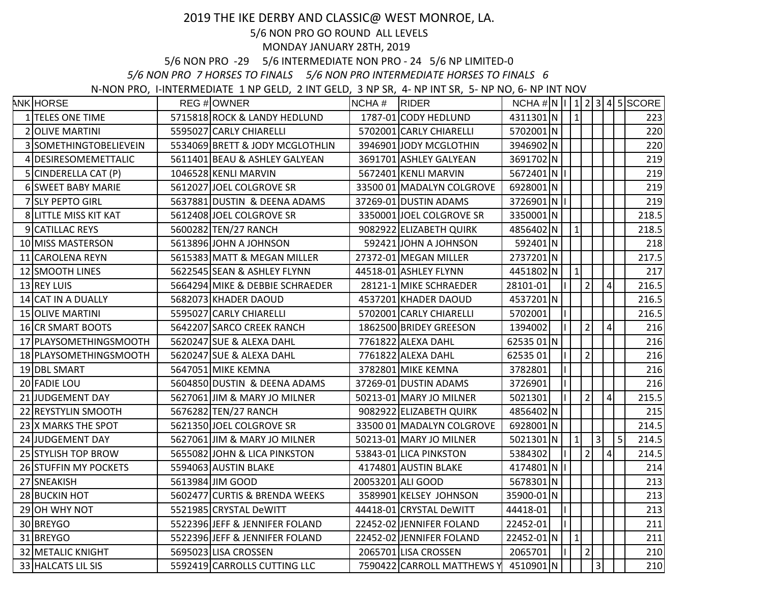2019 THE IKE DERBY AND CLASSIC@ WEST MONROE, LA.

5/6 NON PRO GO ROUND ALL LEVELS

MONDAY JANUARY 28TH, 2019

5/6 NON PRO -29 5/6 INTERMEDIATE NON PRO - 24 5/6 NP LIMITED-0

*5/6 NON PRO 7 HORSES TO FINALS 5/6 NON PRO INTERMEDIATE HORSES TO FINALS 6*

N-NON PRO, I-INTERMEDIATE 1 NP GELD, 2 INT GELD, 3 NP SR, 4- NP INT SR, 5- NP NO, 6- NP INT NOV

| ANK | HORSE | REG # | OWNER | NCHA # | RIDER | NCHA # | N | I | 1 | 2 | 3 | 4 | 5 | SCORE |
|---|---|---|---|---|---|---|---|---|---|---|---|---|---|---|
| 1 | TELES ONE TIME | 5715818 | ROCK & LANDY HEDLUND | 1787-01 | CODY HEDLUND | 4311301 | N | | 1 | | | | | 223 |
| 2 | OLIVE MARTINI | 5595027 | CARLY CHIARELLI | 5702001 | CARLY CHIARELLI | 5702001 | N | | | | | | | 220 |
| 3 | SOMETHINGTOBELIEVEIN | 5534069 | BRETT & JODY MCGLOTHLIN | 3946901 | JODY MCGLOTHIN | 3946902 | N | | | | | | | 220 |
| 4 | DESIRESOMEMETTALIC | 5611401 | BEAU & ASHLEY GALYEAN | 3691701 | ASHLEY GALYEAN | 3691702 | N | | | | | | | 219 |
| 5 | CINDERELLA CAT (P) | 1046528 | KENLI MARVIN | 5672401 | KENLI MARVIN | 5672401 | N | I | | | | | | 219 |
| 6 | SWEET BABY MARIE | 5612027 | JOEL COLGROVE SR | 33500 01 | MADALYN COLGROVE | 6928001 | N | | | | | | | 219 |
| 7 | SLY PEPTO GIRL | 5637881 | DUSTIN & DEENA ADAMS | 37269-01 | DUSTIN ADAMS | 3726901 | N | I | | | | | | 219 |
| 8 | LITTLE MISS KIT KAT | 5612408 | JOEL COLGROVE SR | 3350001 | JOEL COLGROVE SR | 3350001 | N | | | | | | | 218.5 |
| 9 | CATILLAC REYS | 5600282 | TEN/27 RANCH | 9082922 | ELIZABETH QUIRK | 4856402 | N | | 1 | | | | | 218.5 |
| 10 | MISS MASTERSON | 5613896 | JOHN A JOHNSON | 592421 | JOHN A JOHNSON | 592401 | N | | | | | | | 218 |
| 11 | CAROLENA REYN | 5615383 | MATT & MEGAN MILLER | 27372-01 | MEGAN MILLER | 2737201 | N | | | | | | | 217.5 |
| 12 | SMOOTH LINES | 5622545 | SEAN & ASHLEY FLYNN | 44518-01 | ASHLEY FLYNN | 4451802 | N | | 1 | | | | | 217 |
| 13 | REY LUIS | 5664294 | MIKE & DEBBIE SCHRAEDER | 28121-1 | MIKE SCHRAEDER | 28101-01 | | I | | 2 | | 4 | | 216.5 |
| 14 | CAT IN A DUALLY | 5682073 | KHADER DAOUD | 4537201 | KHADER DAOUD | 4537201 | N | | | | | | | 216.5 |
| 15 | OLIVE MARTINI | 5595027 | CARLY CHIARELLI | 5702001 | CARLY CHIARELLI | 5702001 | | I | | | | | | 216.5 |
| 16 | CR SMART BOOTS | 5642207 | SARCO CREEK RANCH | 1862500 | BRIDEY GREESON | 1394002 | | I | | 2 | | 4 | | 216 |
| 17 | PLAYSOMETHINGSMOOTH | 5620247 | SUE & ALEXA DAHL | 7761822 | ALEXA DAHL | 62535 01 | N | | | | | | | 216 |
| 18 | PLAYSOMETHINGSMOOTH | 5620247 | SUE & ALEXA DAHL | 7761822 | ALEXA DAHL | 62535 01 | | I | | 2 | | | | 216 |
| 19 | DBL SMART | 5647051 | MIKE KEMNA | 3782801 | MIKE KEMNA | 3782801 | | I | | | | | | 216 |
| 20 | FADIE LOU | 5604850 | DUSTIN & DEENA ADAMS | 37269-01 | DUSTIN ADAMS | 3726901 | | I | | | | | | 216 |
| 21 | JUDGEMENT DAY | 5627061 | JIM & MARY JO MILNER | 50213-01 | MARY JO MILNER | 5021301 | | I | | 2 | | 4 | | 215.5 |
| 22 | REYSTYLIN SMOOTH | 5676282 | TEN/27 RANCH | 9082922 | ELIZABETH QUIRK | 4856402 | N | | | | | | | 215 |
| 23 | X MARKS THE SPOT | 5621350 | JOEL COLGROVE SR | 33500 01 | MADALYN COLGROVE | 6928001 | N | | | | | | | 214.5 |
| 24 | JUDGEMENT DAY | 5627061 | JIM & MARY JO MILNER | 50213-01 | MARY JO MILNER | 5021301 | N | | 1 | | 3 | | 5 | 214.5 |
| 25 | STYLISH TOP BROW | 5655082 | JOHN & LICA PINKSTON | 53843-01 | LICA PINKSTON | 5384302 | | I | | 2 | | 4 | | 214.5 |
| 26 | STUFFIN MY POCKETS | 5594063 | AUSTIN BLAKE | 4174801 | AUSTIN BLAKE | 4174801 | N | I | | | | | | 214 |
| 27 | SNEAKISH | 5613984 | JIM GOOD | 20053201 | ALI GOOD | 5678301 | N | | | | | | | 213 |
| 28 | BUCKIN HOT | 5602477 | CURTIS & BRENDA WEEKS | 3589901 | KELSEY JOHNSON | 35900-01 | N | | | | | | | 213 |
| 29 | OH WHY NOT | 5521985 | CRYSTAL DeWITT | 44418-01 | CRYSTAL DeWITT | 44418-01 | | I | | | | | | 213 |
| 30 | BREYGO | 5522396 | JEFF & JENNIFER FOLAND | 22452-02 | JENNIFER FOLAND | 22452-01 | | I | | | | | | 211 |
| 31 | BREYGO | 5522396 | JEFF & JENNIFER FOLAND | 22452-02 | JENNIFER FOLAND | 22452-01 | N | | 1 | | | | | 211 |
| 32 | METALIC KNIGHT | 5695023 | LISA CROSSEN | 2065701 | LISA CROSSEN | 2065701 | | I | | 2 | | | | 210 |
| 33 | HALCATS LIL SIS | 5592419 | CARROLLS CUTTING LLC | 7590422 | CARROLL MATTHEWS Y | 4510901 | N | | | | 3 | | | 210 |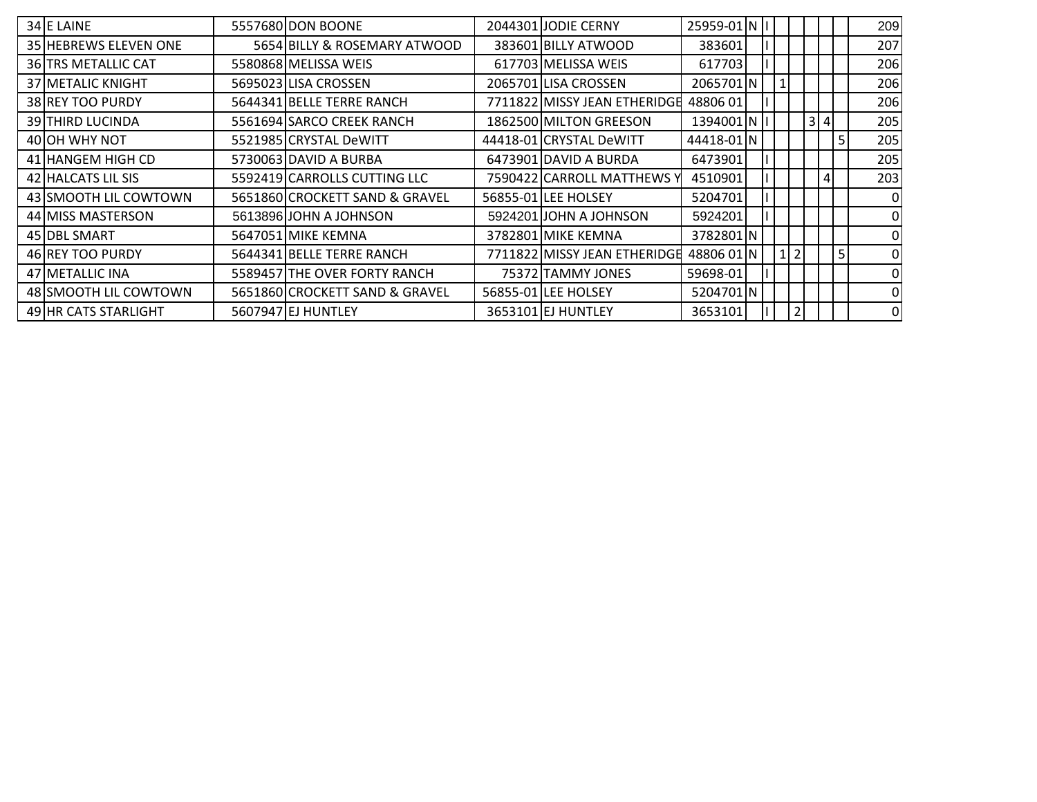| | | | | | | | | | | | | | | |
|---|---|---|---|---|---|---|---|---|---|---|---|---|---|---|
| 34 | E LAINE | 5557680 | DON BOONE | 2044301 | JODIE CERNY | 25959-01 | N | I | | | | | | 209 |
| 35 | HEBREWS ELEVEN ONE | 5654 | BILLY & ROSEMARY ATWOOD | 383601 | BILLY ATWOOD | 383601 | | I | | | | | | 207 |
| 36 | TRS METALLIC CAT | 5580868 | MELISSA WEIS | 617703 | MELISSA WEIS | 617703 | | I | | | | | | 206 |
| 37 | METALIC KNIGHT | 5695023 | LISA CROSSEN | 2065701 | LISA CROSSEN | 2065701 | N | | 1 | | | | | 206 |
| 38 | REY TOO PURDY | 5644341 | BELLE TERRE RANCH | 7711822 | MISSY JEAN ETHERIDGE | 48806 01 | | I | | | | | | 206 |
| 39 | THIRD LUCINDA | 5561694 | SARCO CREEK RANCH | 1862500 | MILTON GREESON | 1394001 | N | I | | | 3 | 4 | | 205 |
| 40 | OH WHY NOT | 5521985 | CRYSTAL DeWITT | 44418-01 | CRYSTAL DeWITT | 44418-01 | N | | | | | | 5 | 205 |
| 41 | HANGEM HIGH CD | 5730063 | DAVID A BURBA | 6473901 | DAVID A BURDA | 6473901 | | I | | | | | | 205 |
| 42 | HALCATS LIL SIS | 5592419 | CARROLLS CUTTING LLC | 7590422 | CARROLL MATTHEWS Y | 4510901 | | I | | | | 4 | | 203 |
| 43 | SMOOTH LIL COWTOWN | 5651860 | CROCKETT SAND & GRAVEL | 56855-01 | LEE HOLSEY | 5204701 | | I | | | | | | 0 |
| 44 | MISS MASTERSON | 5613896 | JOHN A JOHNSON | 5924201 | JOHN A JOHNSON | 5924201 | | I | | | | | | 0 |
| 45 | DBL SMART | 5647051 | MIKE KEMNA | 3782801 | MIKE KEMNA | 3782801 | N | | | | | | | 0 |
| 46 | REY TOO PURDY | 5644341 | BELLE TERRE RANCH | 7711822 | MISSY JEAN ETHERIDGE | 48806 01 | N | | 1 | 2 | | | 5 | 0 |
| 47 | METALLIC INA | 5589457 | THE OVER FORTY RANCH | 75372 | TAMMY JONES | 59698-01 | | I | | | | | | 0 |
| 48 | SMOOTH LIL COWTOWN | 5651860 | CROCKETT SAND & GRAVEL | 56855-01 | LEE HOLSEY | 5204701 | N | | | | | | | 0 |
| 49 | HR CATS STARLIGHT | 5607947 | EJ HUNTLEY | 3653101 | EJ HUNTLEY | 3653101 | | I | | 2 | | | | 0 |